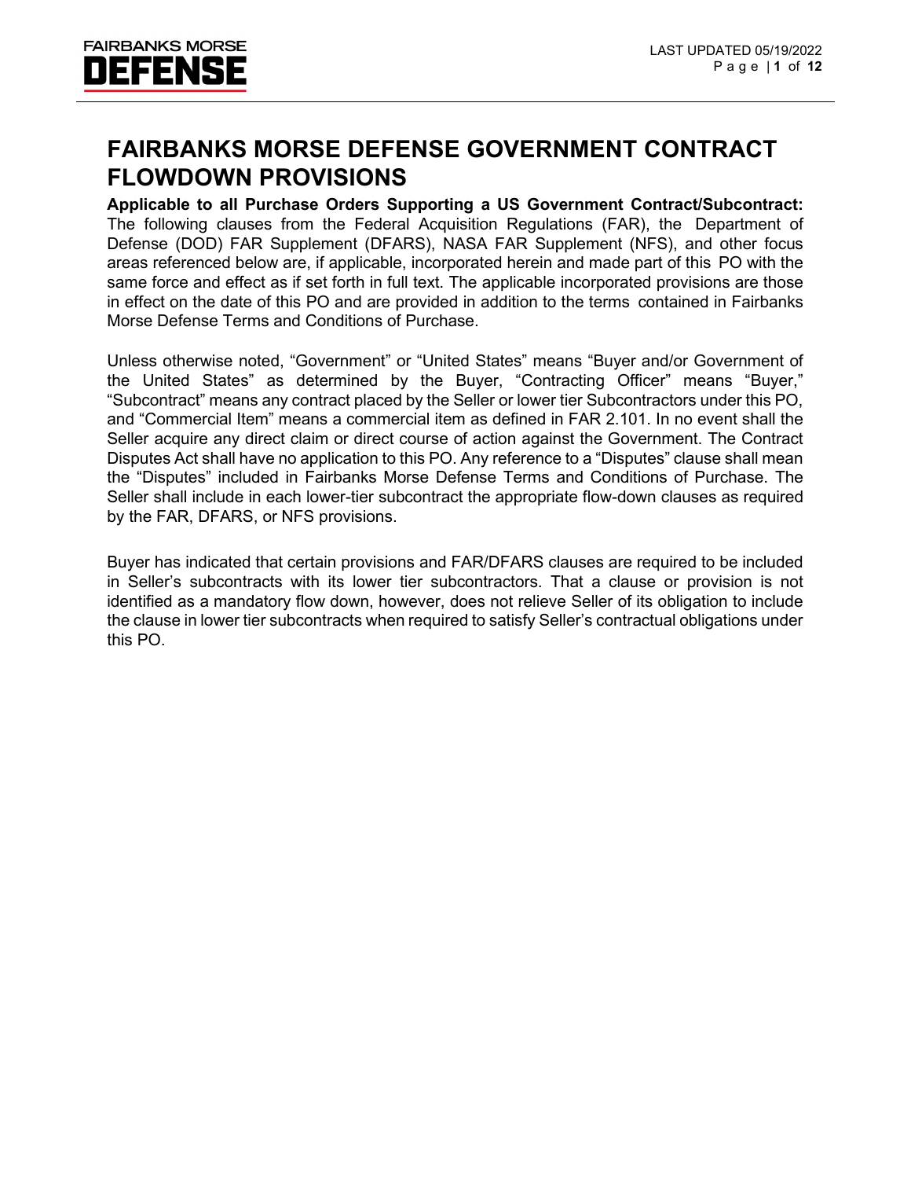# FAIRBANKS MORSE DEFENSE GOVERNMENT CONTRACT FLOWDOWN PROVISIONS

**Applicable to all Purchase Orders Supporting a US Government Contract/Subcontract:** The following clauses from the Federal Acquisition Regulations (FAR), the Department of Defense (DOD) FAR Supplement (DFARS), NASA FAR Supplement (NFS), and other focus areas referenced below are, if applicable, incorporated herein and made part of this PO with the same force and effect as if set forth in full text. The applicable incorporated provisions are those in effect on the date of this PO and are provided in addition to the terms contained in Fairbanks Morse Defense Terms and Conditions of Purchase.

Unless otherwise noted, "Government" or "United States" means "Buyer and/or Government of the United States" as determined by the Buyer, "Contracting Officer" means "Buyer," "Subcontract" means any contract placed by the Seller or lower tier Subcontractors under this PO, and "Commercial Item" means a commercial item as defined in FAR 2.101. In no event shall the Seller acquire any direct claim or direct course of action against the Government. The Contract Disputes Act shall have no application to this PO. Any reference to a "Disputes" clause shall mean the "Disputes" included in Fairbanks Morse Defense Terms and Conditions of Purchase. The Seller shall include in each lower-tier subcontract the appropriate flow-down clauses as required by the FAR, DFARS, or NFS provisions.

Buyer has indicated that certain provisions and FAR/DFARS clauses are required to be included in Seller's subcontracts with its lower tier subcontractors. That a clause or provision is not identified as a mandatory flow down, however, does not relieve Seller of its obligation to include the clause in lower tier subcontracts when required to satisfy Seller's contractual obligations under this PO.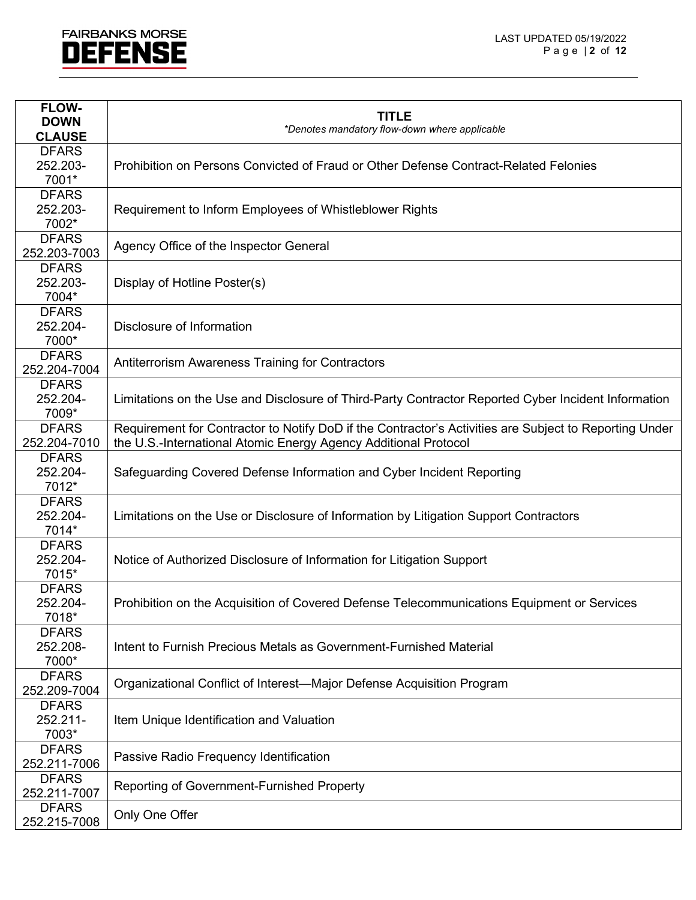| FLOW-DOWN CLAUSE | TITLE *Denotes mandatory flow-down where applicable |
|---|---|
| DFARS 252.203-7001* | Prohibition on Persons Convicted of Fraud or Other Defense Contract-Related Felonies |
| DFARS 252.203-7002* | Requirement to Inform Employees of Whistleblower Rights |
| DFARS 252.203-7003 | Agency Office of the Inspector General |
| DFARS 252.203-7004* | Display of Hotline Poster(s) |
| DFARS 252.204-7000* | Disclosure of Information |
| DFARS 252.204-7004 | Antiterrorism Awareness Training for Contractors |
| DFARS 252.204-7009* | Limitations on the Use and Disclosure of Third-Party Contractor Reported Cyber Incident Information |
| DFARS 252.204-7010 | Requirement for Contractor to Notify DoD if the Contractor's Activities are Subject to Reporting Under the U.S.-International Atomic Energy Agency Additional Protocol |
| DFARS 252.204-7012* | Safeguarding Covered Defense Information and Cyber Incident Reporting |
| DFARS 252.204-7014* | Limitations on the Use or Disclosure of Information by Litigation Support Contractors |
| DFARS 252.204-7015* | Notice of Authorized Disclosure of Information for Litigation Support |
| DFARS 252.204-7018* | Prohibition on the Acquisition of Covered Defense Telecommunications Equipment or Services |
| DFARS 252.208-7000* | Intent to Furnish Precious Metals as Government-Furnished Material |
| DFARS 252.209-7004 | Organizational Conflict of Interest—Major Defense Acquisition Program |
| DFARS 252.211-7003* | Item Unique Identification and Valuation |
| DFARS 252.211-7006 | Passive Radio Frequency Identification |
| DFARS 252.211-7007 | Reporting of Government-Furnished Property |
| DFARS 252.215-7008 | Only One Offer |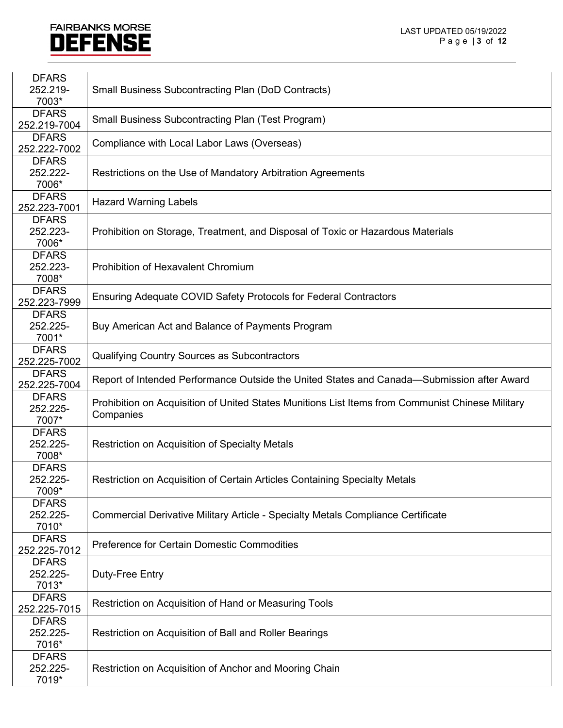| | |
|---|---|
| DFARS 252.219-7003* | Small Business Subcontracting Plan (DoD Contracts) |
| DFARS 252.219-7004 | Small Business Subcontracting Plan (Test Program) |
| DFARS 252.222-7002 | Compliance with Local Labor Laws (Overseas) |
| DFARS 252.222-7006* | Restrictions on the Use of Mandatory Arbitration Agreements |
| DFARS 252.223-7001 | Hazard Warning Labels |
| DFARS 252.223-7006* | Prohibition on Storage, Treatment, and Disposal of Toxic or Hazardous Materials |
| DFARS 252.223-7008* | Prohibition of Hexavalent Chromium |
| DFARS 252.223-7999 | Ensuring Adequate COVID Safety Protocols for Federal Contractors |
| DFARS 252.225-7001* | Buy American Act and Balance of Payments Program |
| DFARS 252.225-7002 | Qualifying Country Sources as Subcontractors |
| DFARS 252.225-7004 | Report of Intended Performance Outside the United States and Canada—Submission after Award |
| DFARS 252.225-7007* | Prohibition on Acquisition of United States Munitions List Items from Communist Chinese Military Companies |
| DFARS 252.225-7008* | Restriction on Acquisition of Specialty Metals |
| DFARS 252.225-7009* | Restriction on Acquisition of Certain Articles Containing Specialty Metals |
| DFARS 252.225-7010* | Commercial Derivative Military Article - Specialty Metals Compliance Certificate |
| DFARS 252.225-7012 | Preference for Certain Domestic Commodities |
| DFARS 252.225-7013* | Duty-Free Entry |
| DFARS 252.225-7015 | Restriction on Acquisition of Hand or Measuring Tools |
| DFARS 252.225-7016* | Restriction on Acquisition of Ball and Roller Bearings |
| DFARS 252.225-7019* | Restriction on Acquisition of Anchor and Mooring Chain |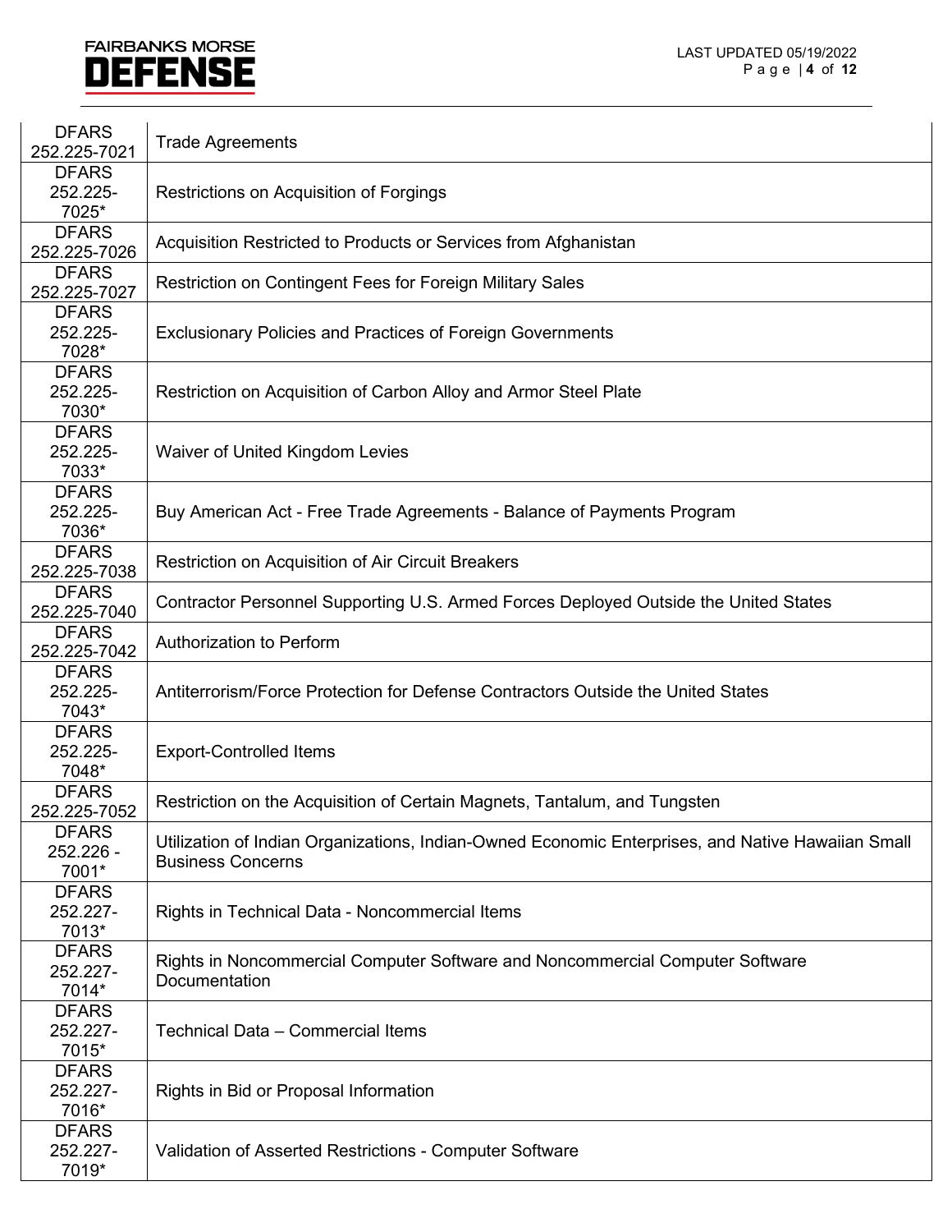| | |
|---|---|
| DFARS 252.225-7021 | Trade Agreements |
| DFARS 252.225-7025* | Restrictions on Acquisition of Forgings |
| DFARS 252.225-7026 | Acquisition Restricted to Products or Services from Afghanistan |
| DFARS 252.225-7027 | Restriction on Contingent Fees for Foreign Military Sales |
| DFARS 252.225-7028* | Exclusionary Policies and Practices of Foreign Governments |
| DFARS 252.225-7030* | Restriction on Acquisition of Carbon Alloy and Armor Steel Plate |
| DFARS 252.225-7033* | Waiver of United Kingdom Levies |
| DFARS 252.225-7036* | Buy American Act - Free Trade Agreements - Balance of Payments Program |
| DFARS 252.225-7038 | Restriction on Acquisition of Air Circuit Breakers |
| DFARS 252.225-7040 | Contractor Personnel Supporting U.S. Armed Forces Deployed Outside the United States |
| DFARS 252.225-7042 | Authorization to Perform |
| DFARS 252.225-7043* | Antiterrorism/Force Protection for Defense Contractors Outside the United States |
| DFARS 252.225-7048* | Export-Controlled Items |
| DFARS 252.225-7052 | Restriction on the Acquisition of Certain Magnets, Tantalum, and Tungsten |
| DFARS 252.226 -7001* | Utilization of Indian Organizations, Indian-Owned Economic Enterprises, and Native Hawaiian Small Business Concerns |
| DFARS 252.227-7013* | Rights in Technical Data - Noncommercial Items |
| DFARS 252.227-7014* | Rights in Noncommercial Computer Software and Noncommercial Computer Software Documentation |
| DFARS 252.227-7015* | Technical Data – Commercial Items |
| DFARS 252.227-7016* | Rights in Bid or Proposal Information |
| DFARS 252.227-7019* | Validation of Asserted Restrictions - Computer Software |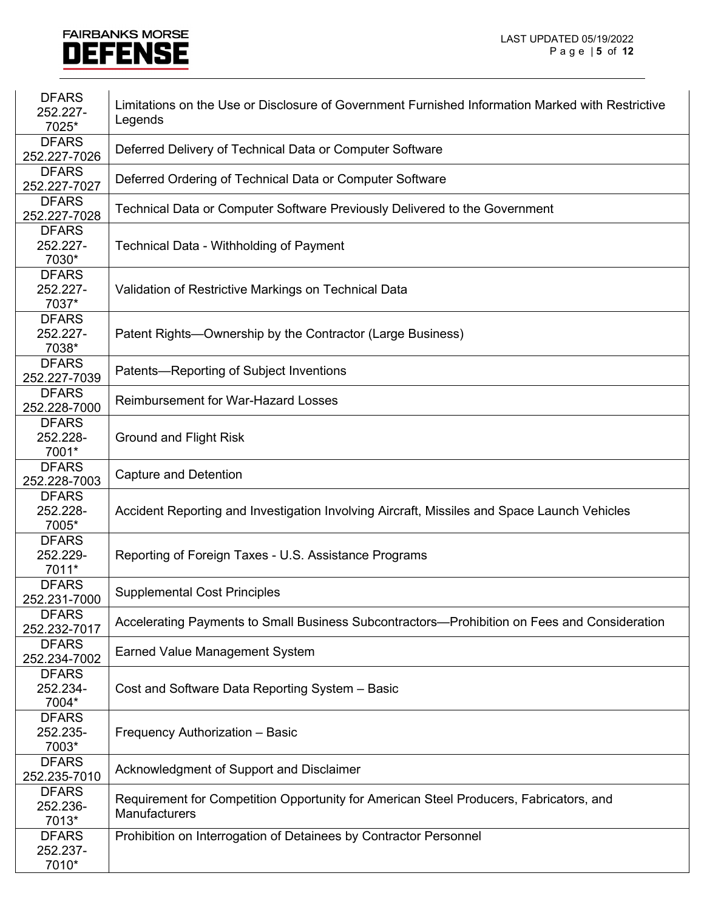| | |
|---|---|
| DFARS 252.227-7025* | Limitations on the Use or Disclosure of Government Furnished Information Marked with Restrictive Legends |
| DFARS 252.227-7026 | Deferred Delivery of Technical Data or Computer Software |
| DFARS 252.227-7027 | Deferred Ordering of Technical Data or Computer Software |
| DFARS 252.227-7028 | Technical Data or Computer Software Previously Delivered to the Government |
| DFARS 252.227-7030* | Technical Data - Withholding of Payment |
| DFARS 252.227-7037* | Validation of Restrictive Markings on Technical Data |
| DFARS 252.227-7038* | Patent Rights—Ownership by the Contractor (Large Business) |
| DFARS 252.227-7039 | Patents—Reporting of Subject Inventions |
| DFARS 252.228-7000 | Reimbursement for War-Hazard Losses |
| DFARS 252.228-7001* | Ground and Flight Risk |
| DFARS 252.228-7003 | Capture and Detention |
| DFARS 252.228-7005* | Accident Reporting and Investigation Involving Aircraft, Missiles and Space Launch Vehicles |
| DFARS 252.229-7011* | Reporting of Foreign Taxes - U.S. Assistance Programs |
| DFARS 252.231-7000 | Supplemental Cost Principles |
| DFARS 252.232-7017 | Accelerating Payments to Small Business Subcontractors—Prohibition on Fees and Consideration |
| DFARS 252.234-7002 | Earned Value Management System |
| DFARS 252.234-7004* | Cost and Software Data Reporting System – Basic |
| DFARS 252.235-7003* | Frequency Authorization – Basic |
| DFARS 252.235-7010 | Acknowledgment of Support and Disclaimer |
| DFARS 252.236-7013* | Requirement for Competition Opportunity for American Steel Producers, Fabricators, and Manufacturers |
| DFARS 252.237-7010* | Prohibition on Interrogation of Detainees by Contractor Personnel |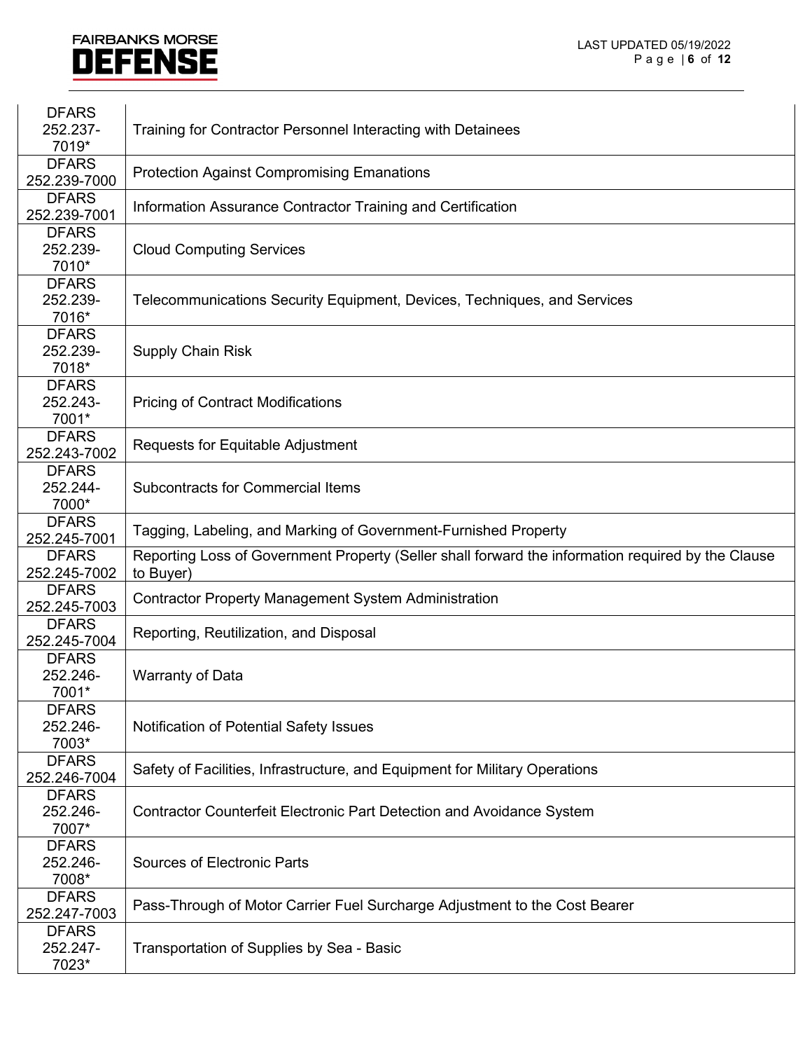| | |
|---|---|
| DFARS 252.237-7019* | Training for Contractor Personnel Interacting with Detainees |
| DFARS 252.239-7000 | Protection Against Compromising Emanations |
| DFARS 252.239-7001 | Information Assurance Contractor Training and Certification |
| DFARS 252.239-7010* | Cloud Computing Services |
| DFARS 252.239-7016* | Telecommunications Security Equipment, Devices, Techniques, and Services |
| DFARS 252.239-7018* | Supply Chain Risk |
| DFARS 252.243-7001* | Pricing of Contract Modifications |
| DFARS 252.243-7002 | Requests for Equitable Adjustment |
| DFARS 252.244-7000* | Subcontracts for Commercial Items |
| DFARS 252.245-7001 | Tagging, Labeling, and Marking of Government-Furnished Property |
| DFARS 252.245-7002 | Reporting Loss of Government Property (Seller shall forward the information required by the Clause to Buyer) |
| DFARS 252.245-7003 | Contractor Property Management System Administration |
| DFARS 252.245-7004 | Reporting, Reutilization, and Disposal |
| DFARS 252.246-7001* | Warranty of Data |
| DFARS 252.246-7003* | Notification of Potential Safety Issues |
| DFARS 252.246-7004 | Safety of Facilities, Infrastructure, and Equipment for Military Operations |
| DFARS 252.246-7007* | Contractor Counterfeit Electronic Part Detection and Avoidance System |
| DFARS 252.246-7008* | Sources of Electronic Parts |
| DFARS 252.247-7003 | Pass-Through of Motor Carrier Fuel Surcharge Adjustment to the Cost Bearer |
| DFARS 252.247-7023* | Transportation of Supplies by Sea - Basic |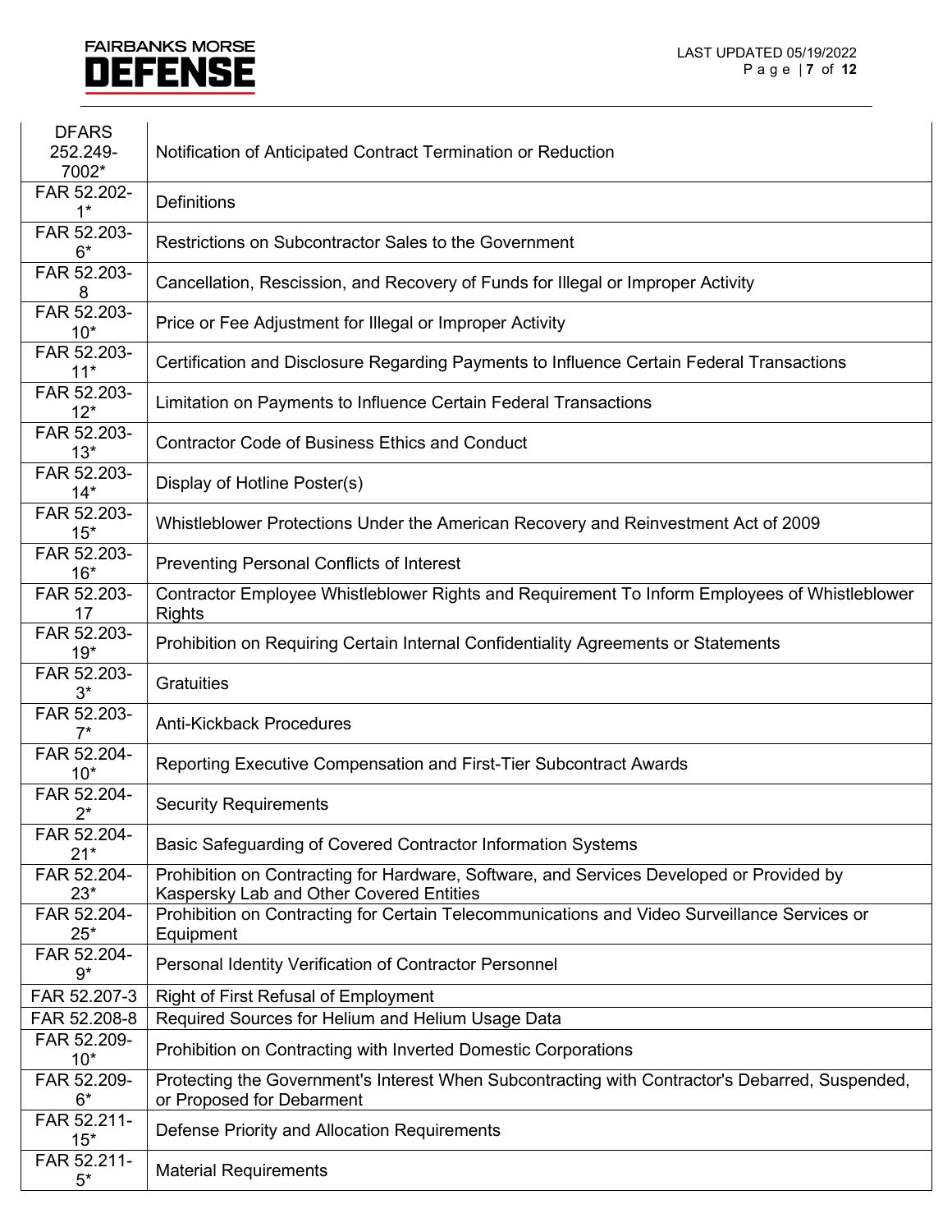| | |
|---|---|
| DFARS 252.249-7002* | Notification of Anticipated Contract Termination or Reduction |
| FAR 52.202-1* | Definitions |
| FAR 52.203-6* | Restrictions on Subcontractor Sales to the Government |
| FAR 52.203-8 | Cancellation, Rescission, and Recovery of Funds for Illegal or Improper Activity |
| FAR 52.203-10* | Price or Fee Adjustment for Illegal or Improper Activity |
| FAR 52.203-11* | Certification and Disclosure Regarding Payments to Influence Certain Federal Transactions |
| FAR 52.203-12* | Limitation on Payments to Influence Certain Federal Transactions |
| FAR 52.203-13* | Contractor Code of Business Ethics and Conduct |
| FAR 52.203-14* | Display of Hotline Poster(s) |
| FAR 52.203-15* | Whistleblower Protections Under the American Recovery and Reinvestment Act of 2009 |
| FAR 52.203-16* | Preventing Personal Conflicts of Interest |
| FAR 52.203-17 | Contractor Employee Whistleblower Rights and Requirement To Inform Employees of Whistleblower Rights |
| FAR 52.203-19* | Prohibition on Requiring Certain Internal Confidentiality Agreements or Statements |
| FAR 52.203-3* | Gratuities |
| FAR 52.203-7* | Anti-Kickback Procedures |
| FAR 52.204-10* | Reporting Executive Compensation and First-Tier Subcontract Awards |
| FAR 52.204-2* | Security Requirements |
| FAR 52.204-21* | Basic Safeguarding of Covered Contractor Information Systems |
| FAR 52.204-23* | Prohibition on Contracting for Hardware, Software, and Services Developed or Provided by Kaspersky Lab and Other Covered Entities |
| FAR 52.204-25* | Prohibition on Contracting for Certain Telecommunications and Video Surveillance Services or Equipment |
| FAR 52.204-9* | Personal Identity Verification of Contractor Personnel |
| FAR 52.207-3 | Right of First Refusal of Employment |
| FAR 52.208-8 | Required Sources for Helium and Helium Usage Data |
| FAR 52.209-10* | Prohibition on Contracting with Inverted Domestic Corporations |
| FAR 52.209-6* | Protecting the Government's Interest When Subcontracting with Contractor's Debarred, Suspended, or Proposed for Debarment |
| FAR 52.211-15* | Defense Priority and Allocation Requirements |
| FAR 52.211-5* | Material Requirements |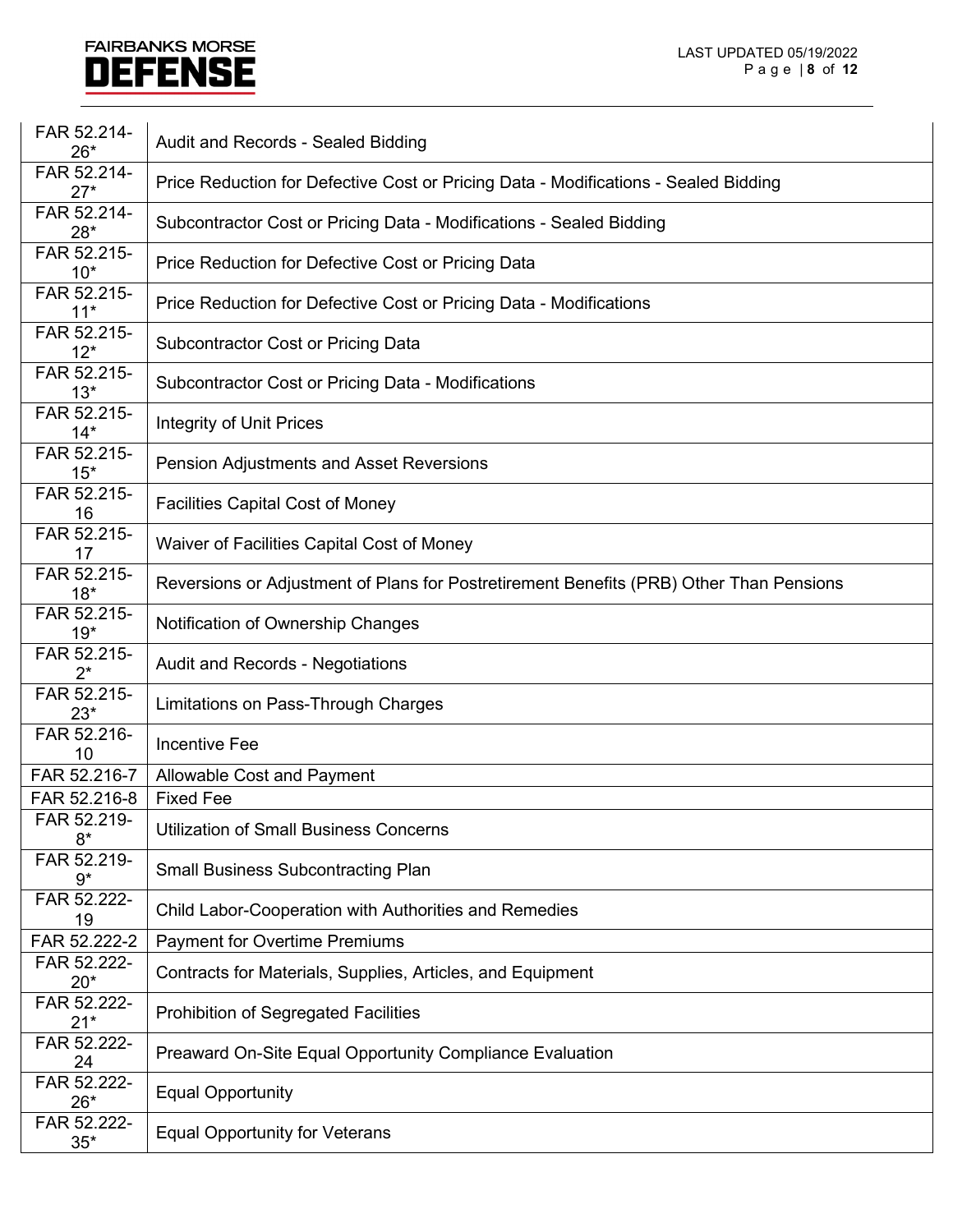| | |
|---|---|
| FAR 52.214-26* | Audit and Records - Sealed Bidding |
| FAR 52.214-27* | Price Reduction for Defective Cost or Pricing Data - Modifications - Sealed Bidding |
| FAR 52.214-28* | Subcontractor Cost or Pricing Data - Modifications - Sealed Bidding |
| FAR 52.215-10* | Price Reduction for Defective Cost or Pricing Data |
| FAR 52.215-11* | Price Reduction for Defective Cost or Pricing Data - Modifications |
| FAR 52.215-12* | Subcontractor Cost or Pricing Data |
| FAR 52.215-13* | Subcontractor Cost or Pricing Data - Modifications |
| FAR 52.215-14* | Integrity of Unit Prices |
| FAR 52.215-15* | Pension Adjustments and Asset Reversions |
| FAR 52.215-16 | Facilities Capital Cost of Money |
| FAR 52.215-17 | Waiver of Facilities Capital Cost of Money |
| FAR 52.215-18* | Reversions or Adjustment of Plans for Postretirement Benefits (PRB) Other Than Pensions |
| FAR 52.215-19* | Notification of Ownership Changes |
| FAR 52.215-2* | Audit and Records - Negotiations |
| FAR 52.215-23* | Limitations on Pass-Through Charges |
| FAR 52.216-10 | Incentive Fee |
| FAR 52.216-7 | Allowable Cost and Payment |
| FAR 52.216-8 | Fixed Fee |
| FAR 52.219-8* | Utilization of Small Business Concerns |
| FAR 52.219-9* | Small Business Subcontracting Plan |
| FAR 52.222-19 | Child Labor-Cooperation with Authorities and Remedies |
| FAR 52.222-2 | Payment for Overtime Premiums |
| FAR 52.222-20* | Contracts for Materials, Supplies, Articles, and Equipment |
| FAR 52.222-21* | Prohibition of Segregated Facilities |
| FAR 52.222-24 | Preaward On-Site Equal Opportunity Compliance Evaluation |
| FAR 52.222-26* | Equal Opportunity |
| FAR 52.222-35* | Equal Opportunity for Veterans |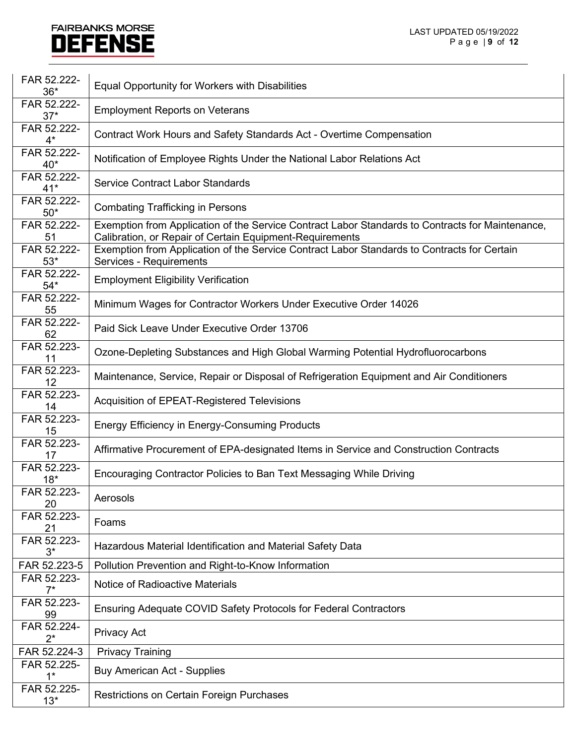| | |
|---|---|
| FAR 52.222-36* | Equal Opportunity for Workers with Disabilities |
| FAR 52.222-37* | Employment Reports on Veterans |
| FAR 52.222-4* | Contract Work Hours and Safety Standards Act - Overtime Compensation |
| FAR 52.222-40* | Notification of Employee Rights Under the National Labor Relations Act |
| FAR 52.222-41* | Service Contract Labor Standards |
| FAR 52.222-50* | Combating Trafficking in Persons |
| FAR 52.222-51 | Exemption from Application of the Service Contract Labor Standards to Contracts for Maintenance, Calibration, or Repair of Certain Equipment-Requirements |
| FAR 52.222-53* | Exemption from Application of the Service Contract Labor Standards to Contracts for Certain Services - Requirements |
| FAR 52.222-54* | Employment Eligibility Verification |
| FAR 52.222-55 | Minimum Wages for Contractor Workers Under Executive Order 14026 |
| FAR 52.222-62 | Paid Sick Leave Under Executive Order 13706 |
| FAR 52.223-11 | Ozone-Depleting Substances and High Global Warming Potential Hydrofluorocarbons |
| FAR 52.223-12 | Maintenance, Service, Repair or Disposal of Refrigeration Equipment and Air Conditioners |
| FAR 52.223-14 | Acquisition of EPEAT-Registered Televisions |
| FAR 52.223-15 | Energy Efficiency in Energy-Consuming Products |
| FAR 52.223-17 | Affirmative Procurement of EPA-designated Items in Service and Construction Contracts |
| FAR 52.223-18* | Encouraging Contractor Policies to Ban Text Messaging While Driving |
| FAR 52.223-20 | Aerosols |
| FAR 52.223-21 | Foams |
| FAR 52.223-3* | Hazardous Material Identification and Material Safety Data |
| FAR 52.223-5 | Pollution Prevention and Right-to-Know Information |
| FAR 52.223-7* | Notice of Radioactive Materials |
| FAR 52.223-99 | Ensuring Adequate COVID Safety Protocols for Federal Contractors |
| FAR 52.224-2* | Privacy Act |
| FAR 52.224-3 | Privacy Training |
| FAR 52.225-1* | Buy American Act - Supplies |
| FAR 52.225-13* | Restrictions on Certain Foreign Purchases |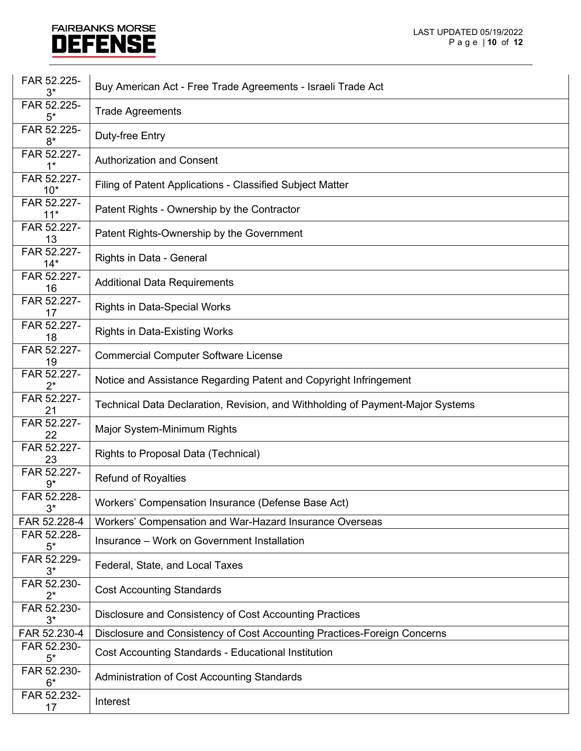| | |
|---|---|
| FAR 52.225-3* | Buy American Act - Free Trade Agreements - Israeli Trade Act |
| FAR 52.225-5* | Trade Agreements |
| FAR 52.225-8* | Duty-free Entry |
| FAR 52.227-1* | Authorization and Consent |
| FAR 52.227-10* | Filing of Patent Applications - Classified Subject Matter |
| FAR 52.227-11* | Patent Rights - Ownership by the Contractor |
| FAR 52.227-13 | Patent Rights-Ownership by the Government |
| FAR 52.227-14* | Rights in Data - General |
| FAR 52.227-16 | Additional Data Requirements |
| FAR 52.227-17 | Rights in Data-Special Works |
| FAR 52.227-18 | Rights in Data-Existing Works |
| FAR 52.227-19 | Commercial Computer Software License |
| FAR 52.227-2* | Notice and Assistance Regarding Patent and Copyright Infringement |
| FAR 52.227-21 | Technical Data Declaration, Revision, and Withholding of Payment-Major Systems |
| FAR 52.227-22 | Major System-Minimum Rights |
| FAR 52.227-23 | Rights to Proposal Data (Technical) |
| FAR 52.227-9* | Refund of Royalties |
| FAR 52.228-3* | Workers' Compensation Insurance (Defense Base Act) |
| FAR 52.228-4 | Workers' Compensation and War-Hazard Insurance Overseas |
| FAR 52.228-5* | Insurance – Work on Government Installation |
| FAR 52.229-3* | Federal, State, and Local Taxes |
| FAR 52.230-2* | Cost Accounting Standards |
| FAR 52.230-3* | Disclosure and Consistency of Cost Accounting Practices |
| FAR 52.230-4 | Disclosure and Consistency of Cost Accounting Practices-Foreign Concerns |
| FAR 52.230-5* | Cost Accounting Standards - Educational Institution |
| FAR 52.230-6* | Administration of Cost Accounting Standards |
| FAR 52.232-17 | Interest |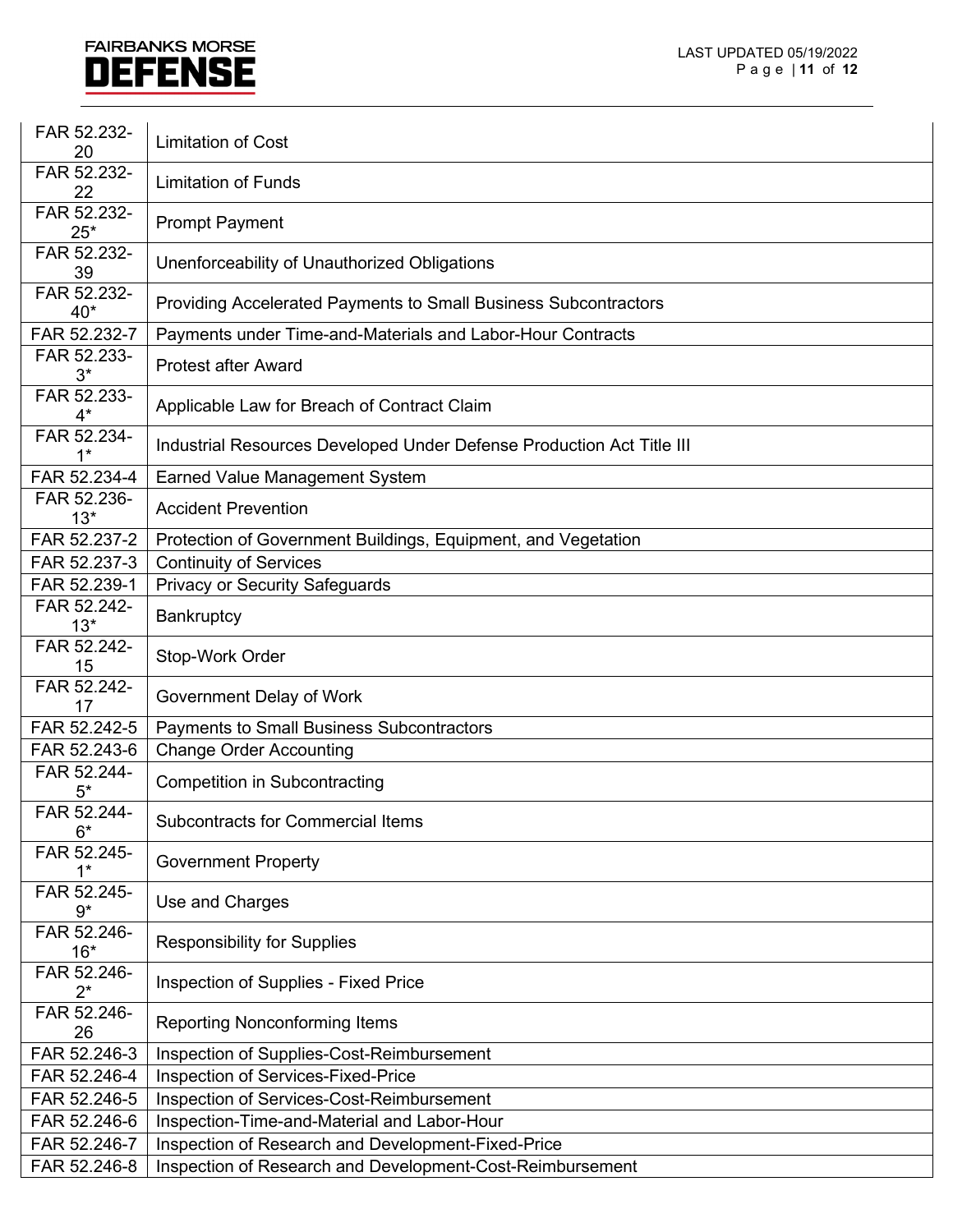| | |
|---|---|
| FAR 52.232-20 | Limitation of Cost |
| FAR 52.232-22 | Limitation of Funds |
| FAR 52.232-25* | Prompt Payment |
| FAR 52.232-39 | Unenforceability of Unauthorized Obligations |
| FAR 52.232-40* | Providing Accelerated Payments to Small Business Subcontractors |
| FAR 52.232-7 | Payments under Time-and-Materials and Labor-Hour Contracts |
| FAR 52.233-3* | Protest after Award |
| FAR 52.233-4* | Applicable Law for Breach of Contract Claim |
| FAR 52.234-1* | Industrial Resources Developed Under Defense Production Act Title III |
| FAR 52.234-4 | Earned Value Management System |
| FAR 52.236-13* | Accident Prevention |
| FAR 52.237-2 | Protection of Government Buildings, Equipment, and Vegetation |
| FAR 52.237-3 | Continuity of Services |
| FAR 52.239-1 | Privacy or Security Safeguards |
| FAR 52.242-13* | Bankruptcy |
| FAR 52.242-15 | Stop-Work Order |
| FAR 52.242-17 | Government Delay of Work |
| FAR 52.242-5 | Payments to Small Business Subcontractors |
| FAR 52.243-6 | Change Order Accounting |
| FAR 52.244-5* | Competition in Subcontracting |
| FAR 52.244-6* | Subcontracts for Commercial Items |
| FAR 52.245-1* | Government Property |
| FAR 52.245-9* | Use and Charges |
| FAR 52.246-16* | Responsibility for Supplies |
| FAR 52.246-2* | Inspection of Supplies - Fixed Price |
| FAR 52.246-26 | Reporting Nonconforming Items |
| FAR 52.246-3 | Inspection of Supplies-Cost-Reimbursement |
| FAR 52.246-4 | Inspection of Services-Fixed-Price |
| FAR 52.246-5 | Inspection of Services-Cost-Reimbursement |
| FAR 52.246-6 | Inspection-Time-and-Material and Labor-Hour |
| FAR 52.246-7 | Inspection of Research and Development-Fixed-Price |
| FAR 52.246-8 | Inspection of Research and Development-Cost-Reimbursement |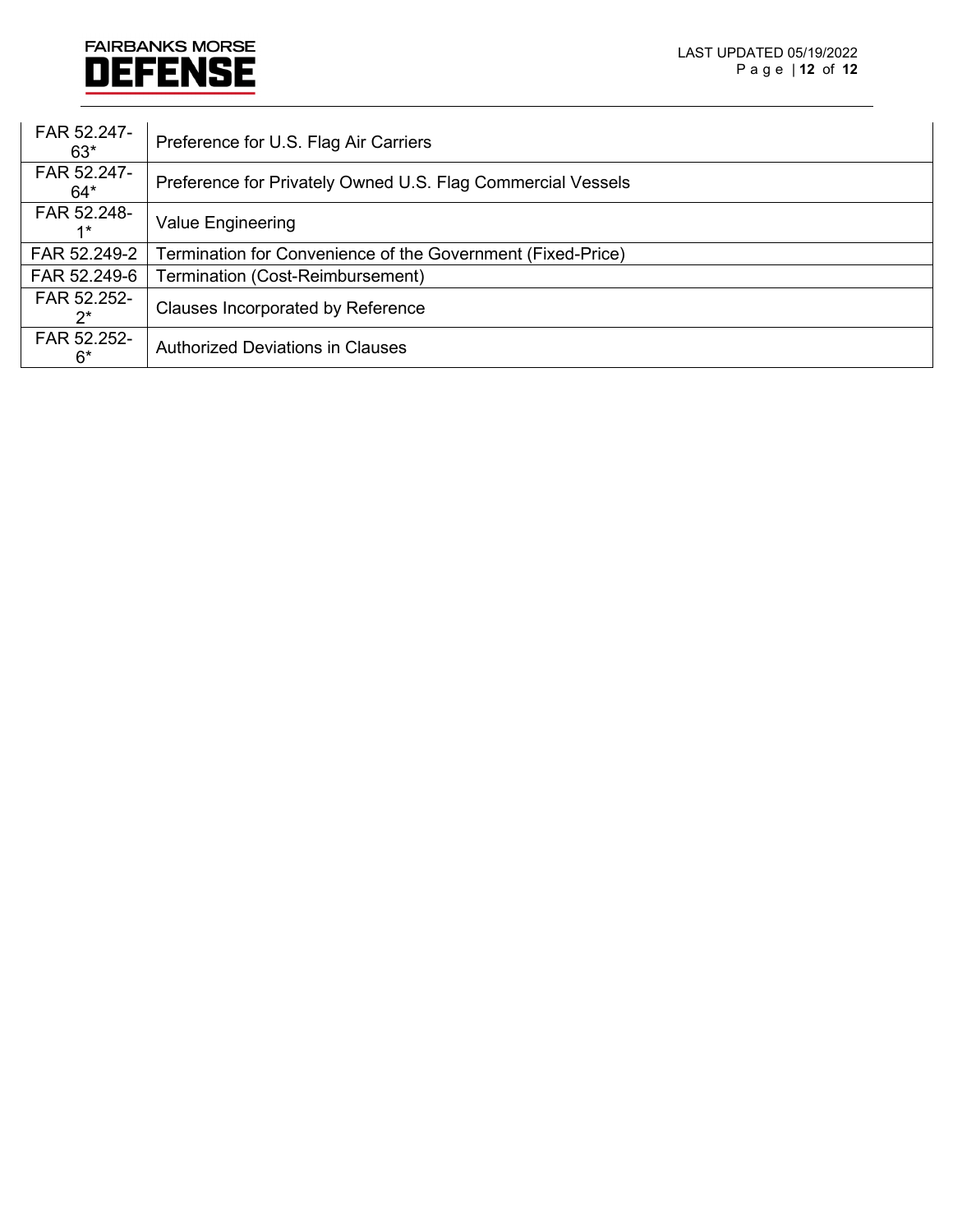| | |
|---|---|
| FAR 52.247-63* | Preference for U.S. Flag Air Carriers |
| FAR 52.247-64* | Preference for Privately Owned U.S. Flag Commercial Vessels |
| FAR 52.248-1* | Value Engineering |
| FAR 52.249-2 | Termination for Convenience of the Government (Fixed-Price) |
| FAR 52.249-6 | Termination (Cost-Reimbursement) |
| FAR 52.252-2* | Clauses Incorporated by Reference |
| FAR 52.252-6* | Authorized Deviations in Clauses |